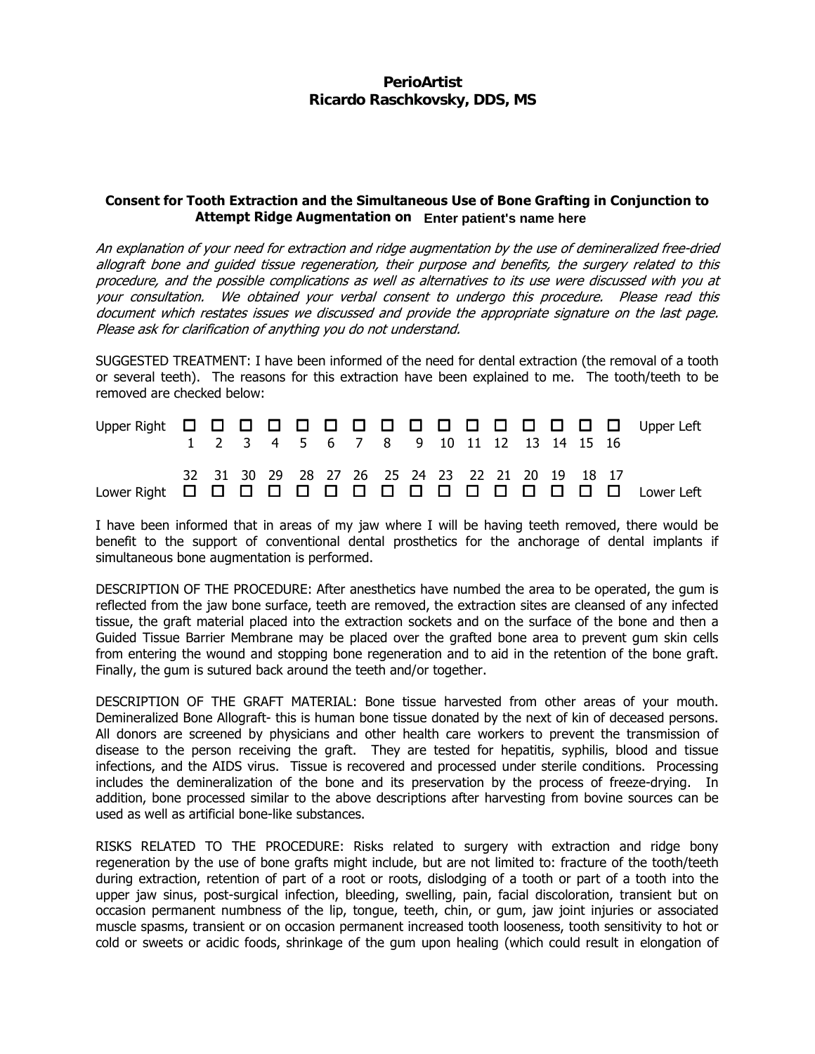**PerioArtist**
**Ricardo Raschkovsky, DDS, MS**

### Consent for Tooth Extraction and the Simultaneous Use of Bone Grafting in Conjunction to Attempt Ridge Augmentation on **Enter patient's name here**

*An explanation of your need for extraction and ridge augmentation by the use of demineralized free-dried allograft bone and guided tissue regeneration, their purpose and benefits, the surgery related to this procedure, and the possible complications as well as alternatives to its use were discussed with you at your consultation. We obtained your verbal consent to undergo this procedure. Please read this document which restates issues we discussed and provide the appropriate signature on the last page. Please ask for clarification of anything you do not understand.*

SUGGESTED TREATMENT: I have been informed of the need for dental extraction (the removal of a tooth or several teeth). The reasons for this extraction have been explained to me. The tooth/teeth to be removed are checked below:

| | | | | | | | | | | | | | | | | | |
|---|---|---|---|---|---|---|---|---|---|---|---|---|---|---|---|---|---|
| Upper Right | ☐ | ☐ | ☐ | ☐ | ☐ | ☐ | ☐ | ☐ | ☐ | ☐ | ☐ | ☐ | ☐ | ☐ | ☐ | ☐ | Upper Left |
| | 1 | 2 | 3 | 4 | 5 | 6 | 7 | 8 | 9 | 10 | 11 | 12 | 13 | 14 | 15 | 16 | |
| | 32 | 31 | 30 | 29 | 28 | 27 | 26 | 25 | 24 | 23 | 22 | 21 | 20 | 19 | 18 | 17 | |
| Lower Right | ☐ | ☐ | ☐ | ☐ | ☐ | ☐ | ☐ | ☐ | ☐ | ☐ | ☐ | ☐ | ☐ | ☐ | ☐ | ☐ | Lower Left |

I have been informed that in areas of my jaw where I will be having teeth removed, there would be benefit to the support of conventional dental prosthetics for the anchorage of dental implants if simultaneous bone augmentation is performed.

DESCRIPTION OF THE PROCEDURE: After anesthetics have numbed the area to be operated, the gum is reflected from the jaw bone surface, teeth are removed, the extraction sites are cleansed of any infected tissue, the graft material placed into the extraction sockets and on the surface of the bone and then a Guided Tissue Barrier Membrane may be placed over the grafted bone area to prevent gum skin cells from entering the wound and stopping bone regeneration and to aid in the retention of the bone graft. Finally, the gum is sutured back around the teeth and/or together.

DESCRIPTION OF THE GRAFT MATERIAL: Bone tissue harvested from other areas of your mouth. Demineralized Bone Allograft- this is human bone tissue donated by the next of kin of deceased persons. All donors are screened by physicians and other health care workers to prevent the transmission of disease to the person receiving the graft. They are tested for hepatitis, syphilis, blood and tissue infections, and the AIDS virus. Tissue is recovered and processed under sterile conditions. Processing includes the demineralization of the bone and its preservation by the process of freeze-drying. In addition, bone processed similar to the above descriptions after harvesting from bovine sources can be used as well as artificial bone-like substances.

RISKS RELATED TO THE PROCEDURE: Risks related to surgery with extraction and ridge bony regeneration by the use of bone grafts might include, but are not limited to: fracture of the tooth/teeth during extraction, retention of part of a root or roots, dislodging of a tooth or part of a tooth into the upper jaw sinus, post-surgical infection, bleeding, swelling, pain, facial discoloration, transient but on occasion permanent numbness of the lip, tongue, teeth, chin, or gum, jaw joint injuries or associated muscle spasms, transient or on occasion permanent increased tooth looseness, tooth sensitivity to hot or cold or sweets or acidic foods, shrinkage of the gum upon healing (which could result in elongation of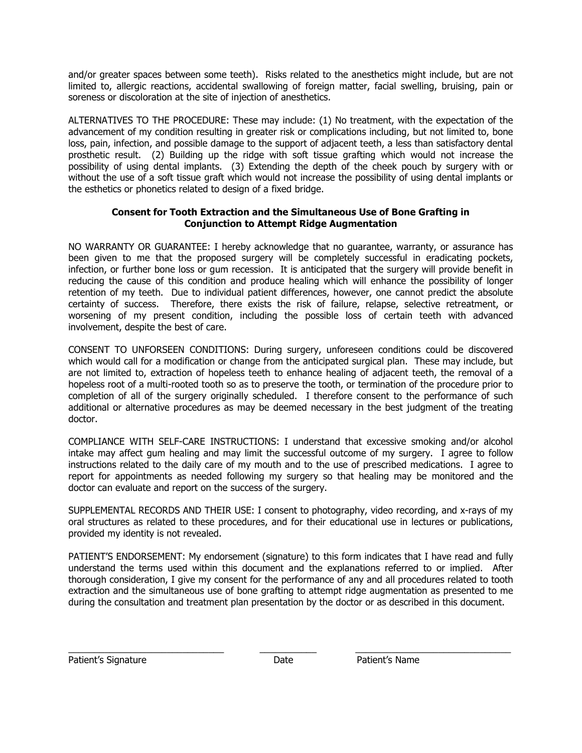and/or greater spaces between some teeth). Risks related to the anesthetics might include, but are not limited to, allergic reactions, accidental swallowing of foreign matter, facial swelling, bruising, pain or soreness or discoloration at the site of injection of anesthetics.

ALTERNATIVES TO THE PROCEDURE: These may include: (1) No treatment, with the expectation of the advancement of my condition resulting in greater risk or complications including, but not limited to, bone loss, pain, infection, and possible damage to the support of adjacent teeth, a less than satisfactory dental prosthetic result. (2) Building up the ridge with soft tissue grafting which would not increase the possibility of using dental implants. (3) Extending the depth of the cheek pouch by surgery with or without the use of a soft tissue graft which would not increase the possibility of using dental implants or the esthetics or phonetics related to design of a fixed bridge.

**Consent for Tooth Extraction and the Simultaneous Use of Bone Grafting in Conjunction to Attempt Ridge Augmentation**

NO WARRANTY OR GUARANTEE: I hereby acknowledge that no guarantee, warranty, or assurance has been given to me that the proposed surgery will be completely successful in eradicating pockets, infection, or further bone loss or gum recession. It is anticipated that the surgery will provide benefit in reducing the cause of this condition and produce healing which will enhance the possibility of longer retention of my teeth. Due to individual patient differences, however, one cannot predict the absolute certainty of success. Therefore, there exists the risk of failure, relapse, selective retreatment, or worsening of my present condition, including the possible loss of certain teeth with advanced involvement, despite the best of care.

CONSENT TO UNFORSEEN CONDITIONS: During surgery, unforeseen conditions could be discovered which would call for a modification or change from the anticipated surgical plan. These may include, but are not limited to, extraction of hopeless teeth to enhance healing of adjacent teeth, the removal of a hopeless root of a multi-rooted tooth so as to preserve the tooth, or termination of the procedure prior to completion of all of the surgery originally scheduled. I therefore consent to the performance of such additional or alternative procedures as may be deemed necessary in the best judgment of the treating doctor.

COMPLIANCE WITH SELF-CARE INSTRUCTIONS: I understand that excessive smoking and/or alcohol intake may affect gum healing and may limit the successful outcome of my surgery. I agree to follow instructions related to the daily care of my mouth and to the use of prescribed medications. I agree to report for appointments as needed following my surgery so that healing may be monitored and the doctor can evaluate and report on the success of the surgery.

SUPPLEMENTAL RECORDS AND THEIR USE: I consent to photography, video recording, and x-rays of my oral structures as related to these procedures, and for their educational use in lectures or publications, provided my identity is not revealed.

PATIENT'S ENDORSEMENT: My endorsement (signature) to this form indicates that I have read and fully understand the terms used within this document and the explanations referred to or implied. After thorough consideration, I give my consent for the performance of any and all procedures related to tooth extraction and the simultaneous use of bone grafting to attempt ridge augmentation as presented to me during the consultation and treatment plan presentation by the doctor or as described in this document.

\_\_\_\_\_\_\_\_\_\_\_\_\_\_\_\_\_\_\_\_\_\_\_\_\_\_\_\_\_\_ \_\_\_\_\_\_\_\_\_\_\_ \_\_\_\_\_\_\_\_\_\_\_\_\_\_\_\_\_\_\_\_\_\_\_\_\_\_\_\_\_\_

Patient's Signature    Date    Patient's Name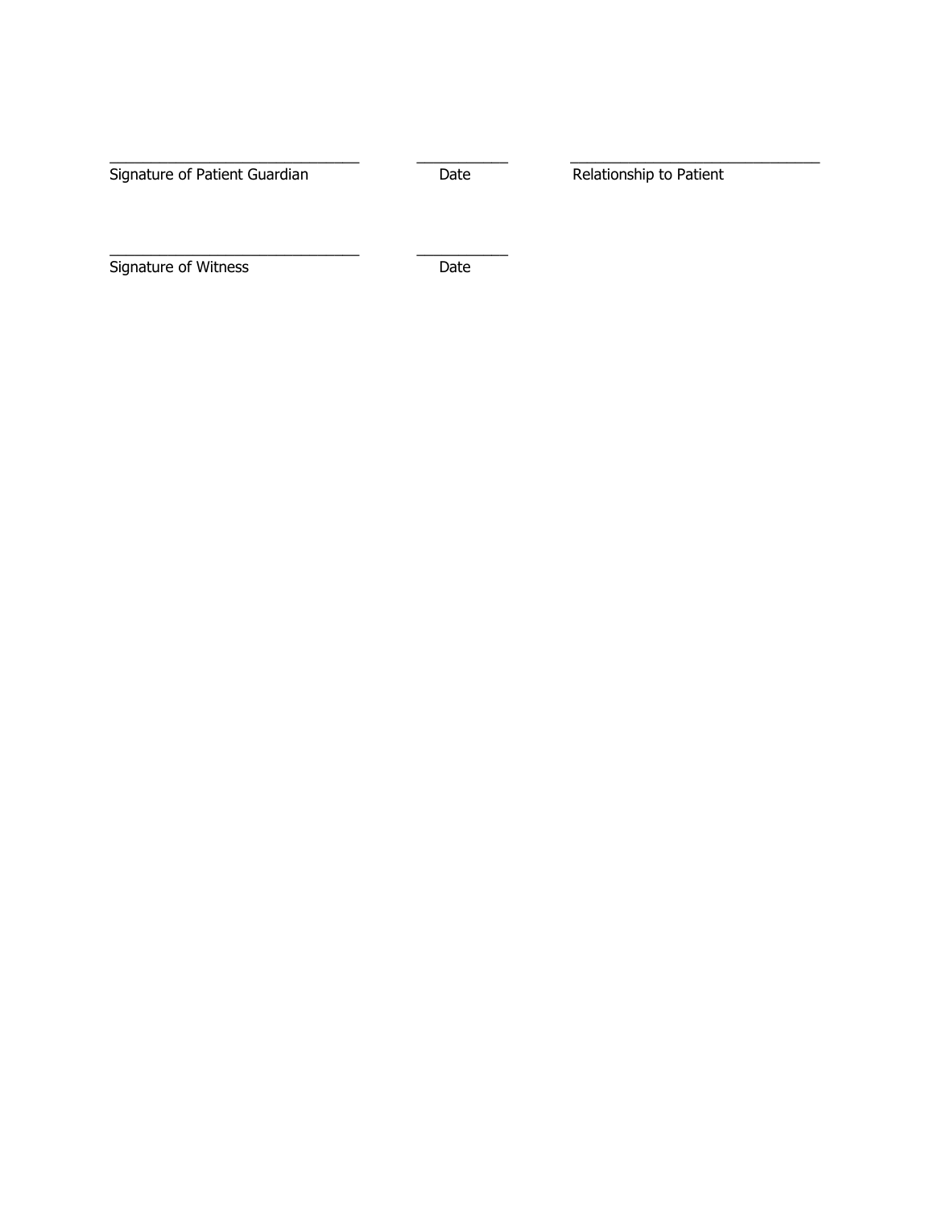_______________________________ ___________ _______________________________

Signature of Patient Guardian Date Relationship to Patient

_______________________________ ___________

Signature of Witness Date